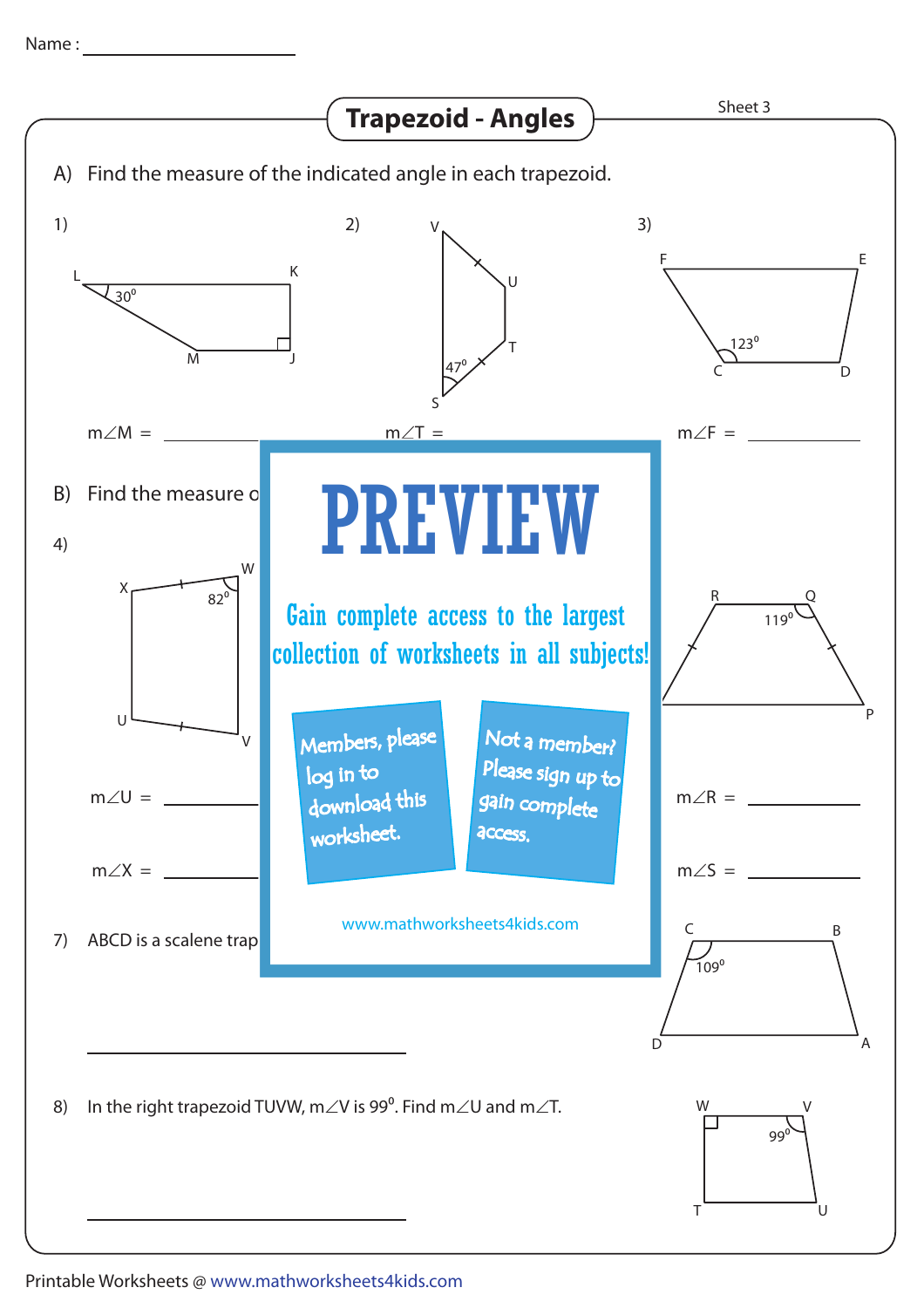Name : ____________________

## Trapezoid - Angles

Sheet 3

A) Find the measure of the indicated angle in each trapezoid.

1) L, K, M, J — $30^{0}$

$m\angle M$ = __________

2) V, U, T, S — $47^{0}$

$m\angle T$ =

3) F, E, C, D — $123^{0}$

$m\angle F$ = __________

B) Find the measure o

4) X, W, U, V — $82^{0}$

$m\angle U$ = __________

$m\angle X$ = __________

R, Q, P — $119^{0}$

$m\angle R$ = __________

$m\angle S$ = __________

**PREVIEW**

Gain complete access to the largest collection of worksheets in all subjects!

Members, please log in to download this worksheet.

Not a member? Please sign up to gain complete access.

www.mathworksheets4kids.com

7) ABCD is a scalene trap

C, B, D, A — $109^{0}$

______________________________

8) In the right trapezoid TUVW, $m\angle V$ is $99^{0}$. Find $m\angle U$ and $m\angle T$.

W, V, T, U — $99^{0}$

______________________________

Printable Worksheets @ www.mathworksheets4kids.com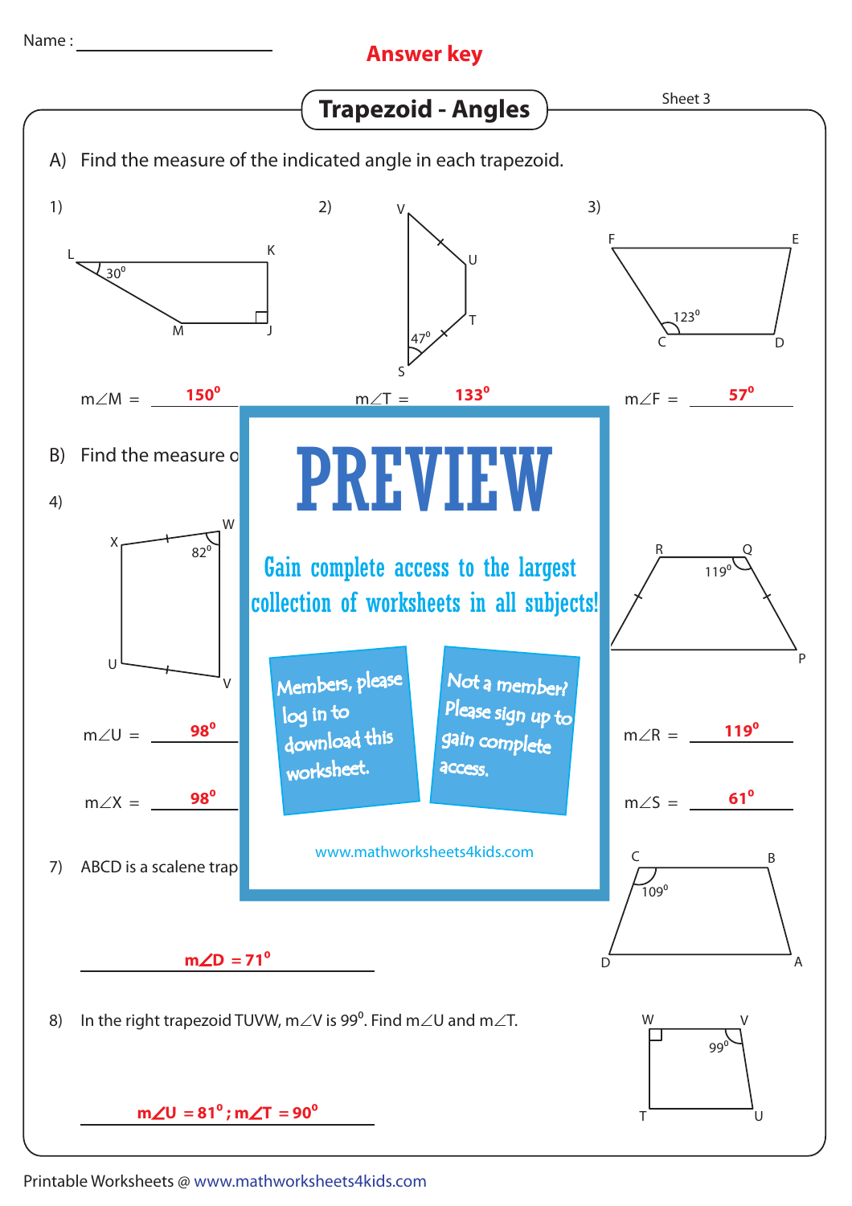Name : ________________

**Answer key**

## Trapezoid - Angles

Sheet 3

A) Find the measure of the indicated angle in each trapezoid.

1)

L K M J

$30^0$

$m\angle M$ = **$150^0$**

2)

V U T S

$47^0$

$m\angle T$ = **$133^0$**

3)

F E C D

$123^0$

$m\angle F$ = **$57^0$**

B) Find the measure o

4)

X W U V

$82^0$

$m\angle U$ = **$98^0$**

$m\angle X$ = **$98^0$**

R Q P

$119^0$

$m\angle R$ = **$119^0$**

$m\angle S$ = **$61^0$**

# PREVIEW

Gain complete access to the largest collection of worksheets in all subjects!

Members, please log in to download this worksheet.

Not a member? Please sign up to gain complete access.

www.mathworksheets4kids.com

7) ABCD is a scalene trap

C B D A

$109^0$

**$m\angle D = 71^0$**

8) In the right trapezoid TUVW, $m\angle V$ is $99^0$. Find $m\angle U$ and $m\angle T$.

W V T U

$99^0$

**$m\angle U = 81^0$ ; $m\angle T = 90^0$**

Printable Worksheets @ www.mathworksheets4kids.com